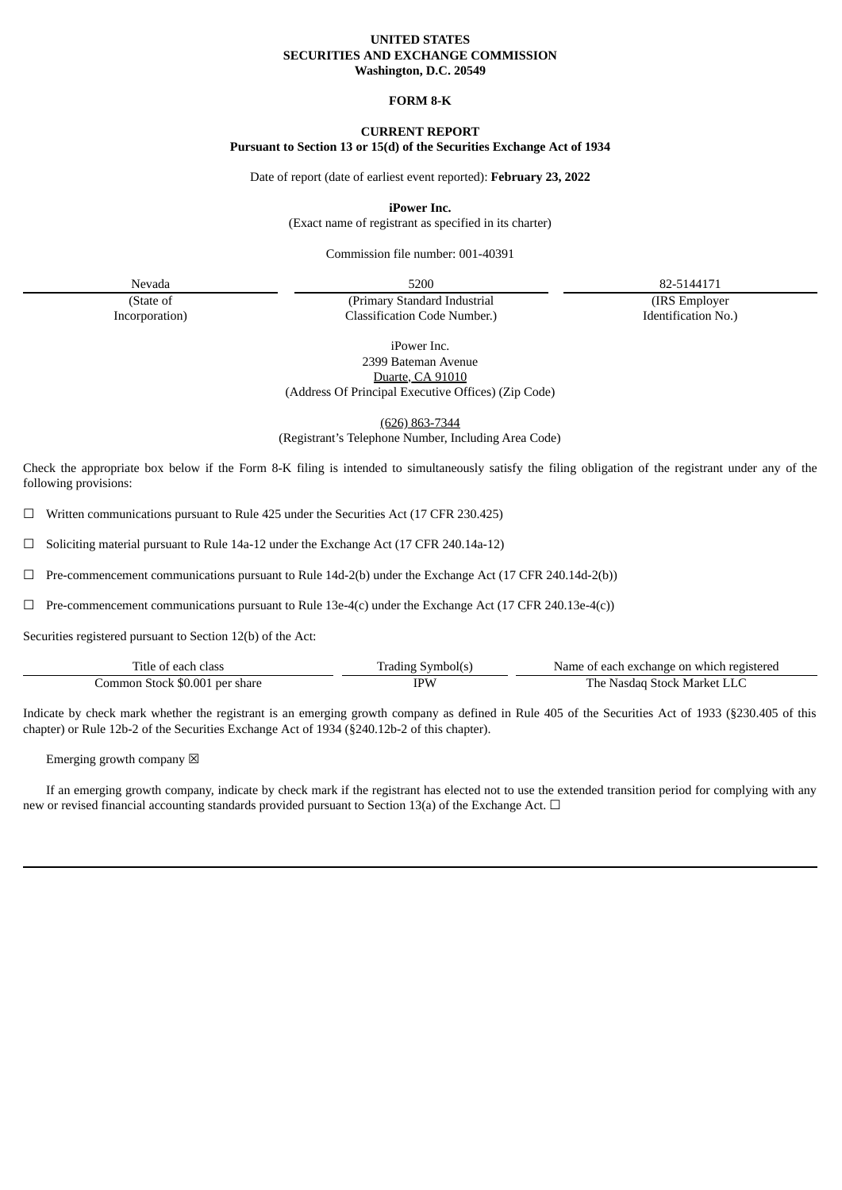**UNITED STATES**
**SECURITIES AND EXCHANGE COMMISSION**
**Washington, D.C. 20549**

**FORM 8-K**

**CURRENT REPORT**
**Pursuant to Section 13 or 15(d) of the Securities Exchange Act of 1934**

Date of report (date of earliest event reported): **February 23, 2022**

**iPower Inc.**
(Exact name of registrant as specified in its charter)

Commission file number: 001-40391

| Nevada | 5200 | 82-5144171 |
|---|---|---|
| (State of Incorporation) | (Primary Standard Industrial Classification Code Number.) | (IRS Employer Identification No.) |

iPower Inc.
2399 Bateman Avenue
Duarte, CA 91010
(Address Of Principal Executive Offices) (Zip Code)

(626) 863-7344
(Registrant's Telephone Number, Including Area Code)

Check the appropriate box below if the Form 8-K filing is intended to simultaneously satisfy the filing obligation of the registrant under any of the following provisions:

☐ Written communications pursuant to Rule 425 under the Securities Act (17 CFR 230.425)

☐ Soliciting material pursuant to Rule 14a-12 under the Exchange Act (17 CFR 240.14a-12)

☐ Pre-commencement communications pursuant to Rule 14d-2(b) under the Exchange Act (17 CFR 240.14d-2(b))

☐ Pre-commencement communications pursuant to Rule 13e-4(c) under the Exchange Act (17 CFR 240.13e-4(c))

Securities registered pursuant to Section 12(b) of the Act:

| Title of each class | Trading Symbol(s) | Name of each exchange on which registered |
|---|---|---|
| Common Stock $0.001 per share | IPW | The Nasdaq Stock Market LLC |

Indicate by check mark whether the registrant is an emerging growth company as defined in Rule 405 of the Securities Act of 1933 (§230.405 of this chapter) or Rule 12b-2 of the Securities Exchange Act of 1934 (§240.12b-2 of this chapter).

Emerging growth company ☒

If an emerging growth company, indicate by check mark if the registrant has elected not to use the extended transition period for complying with any new or revised financial accounting standards provided pursuant to Section 13(a) of the Exchange Act. ☐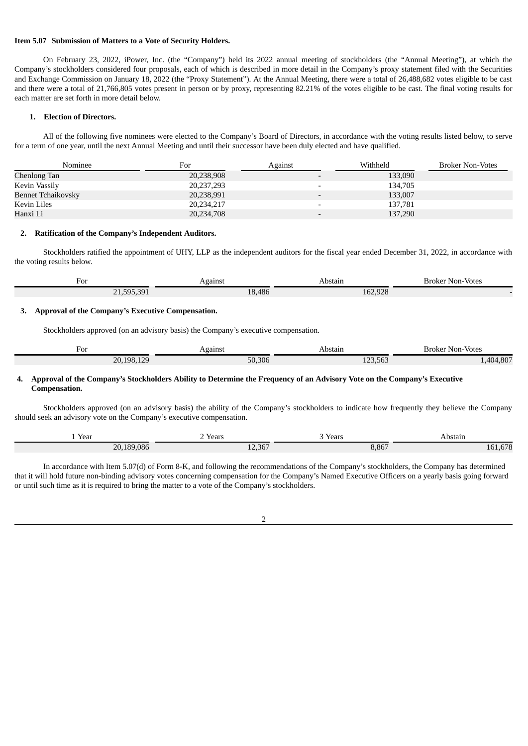**Item 5.07 Submission of Matters to a Vote of Security Holders.**

On February 23, 2022, iPower, Inc. (the "Company") held its 2022 annual meeting of stockholders (the "Annual Meeting"), at which the Company's stockholders considered four proposals, each of which is described in more detail in the Company's proxy statement filed with the Securities and Exchange Commission on January 18, 2022 (the "Proxy Statement"). At the Annual Meeting, there were a total of 26,488,682 votes eligible to be cast and there were a total of 21,766,805 votes present in person or by proxy, representing 82.21% of the votes eligible to be cast. The final voting results for each matter are set forth in more detail below.

**1. Election of Directors.**

All of the following five nominees were elected to the Company's Board of Directors, in accordance with the voting results listed below, to serve for a term of one year, until the next Annual Meeting and until their successor have been duly elected and have qualified.

| Nominee | For | Against | Withheld | Broker Non-Votes |
|---|---|---|---|---|
| Chenlong Tan | 20,238,908 | - | 133,090 | |
| Kevin Vassily | 20,237,293 | - | 134,705 | |
| Bennet Tchaikovsky | 20,238,991 | - | 133,007 | |
| Kevin Liles | 20,234,217 | - | 137,781 | |
| Hanxi Li | 20,234,708 | - | 137,290 | |

**2. Ratification of the Company's Independent Auditors.**

Stockholders ratified the appointment of UHY, LLP as the independent auditors for the fiscal year ended December 31, 2022, in accordance with the voting results below.

| For | Against | Abstain | Broker Non-Votes |
|---|---|---|---|
| 21,595,391 | 18,486 | 162,928 | - |

**3. Approval of the Company's Executive Compensation.**

Stockholders approved (on an advisory basis) the Company's executive compensation.

| For | Against | Abstain | Broker Non-Votes |
|---|---|---|---|
| 20,198,129 | 50,306 | 123,563 | 1,404,807 |

**4. Approval of the Company's Stockholders Ability to Determine the Frequency of an Advisory Vote on the Company's Executive Compensation.**

Stockholders approved (on an advisory basis) the ability of the Company's stockholders to indicate how frequently they believe the Company should seek an advisory vote on the Company's executive compensation.

| 1 Year | 2 Years | 3 Years | Abstain |
|---|---|---|---|
| 20,189,086 | 12,367 | 8,867 | 161,678 |

In accordance with Item 5.07(d) of Form 8-K, and following the recommendations of the Company's stockholders, the Company has determined that it will hold future non-binding advisory votes concerning compensation for the Company's Named Executive Officers on a yearly basis going forward or until such time as it is required to bring the matter to a vote of the Company's stockholders.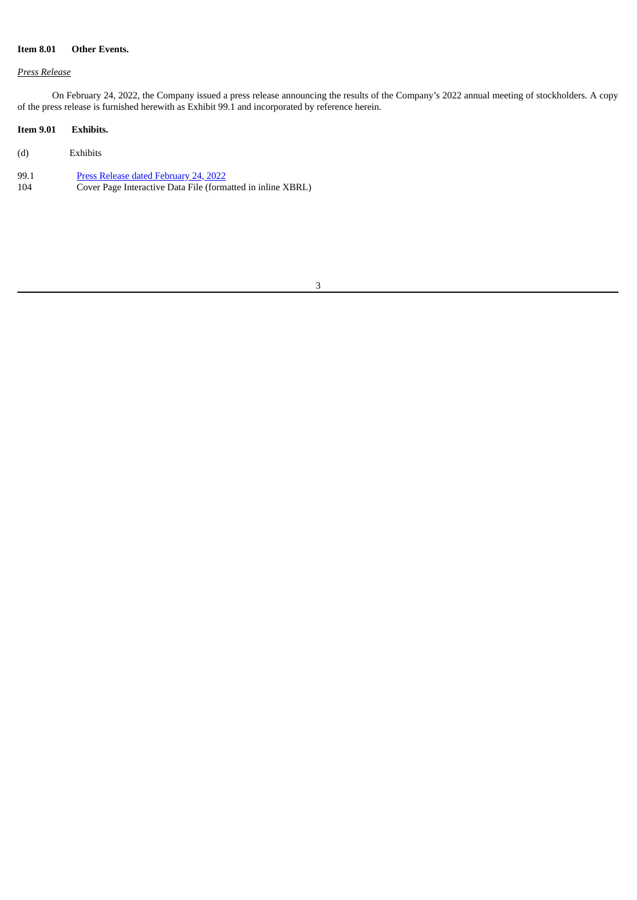**Item 8.01 Other Events.**

*Press Release*

On February 24, 2022, the Company issued a press release announcing the results of the Company's 2022 annual meeting of stockholders. A copy of the press release is furnished herewith as Exhibit 99.1 and incorporated by reference herein.

**Item 9.01 Exhibits.**

(d) Exhibits

| | |
|---|---|
| 99.1 | Press Release dated February 24, 2022 |
| 104 | Cover Page Interactive Data File (formatted in inline XBRL) |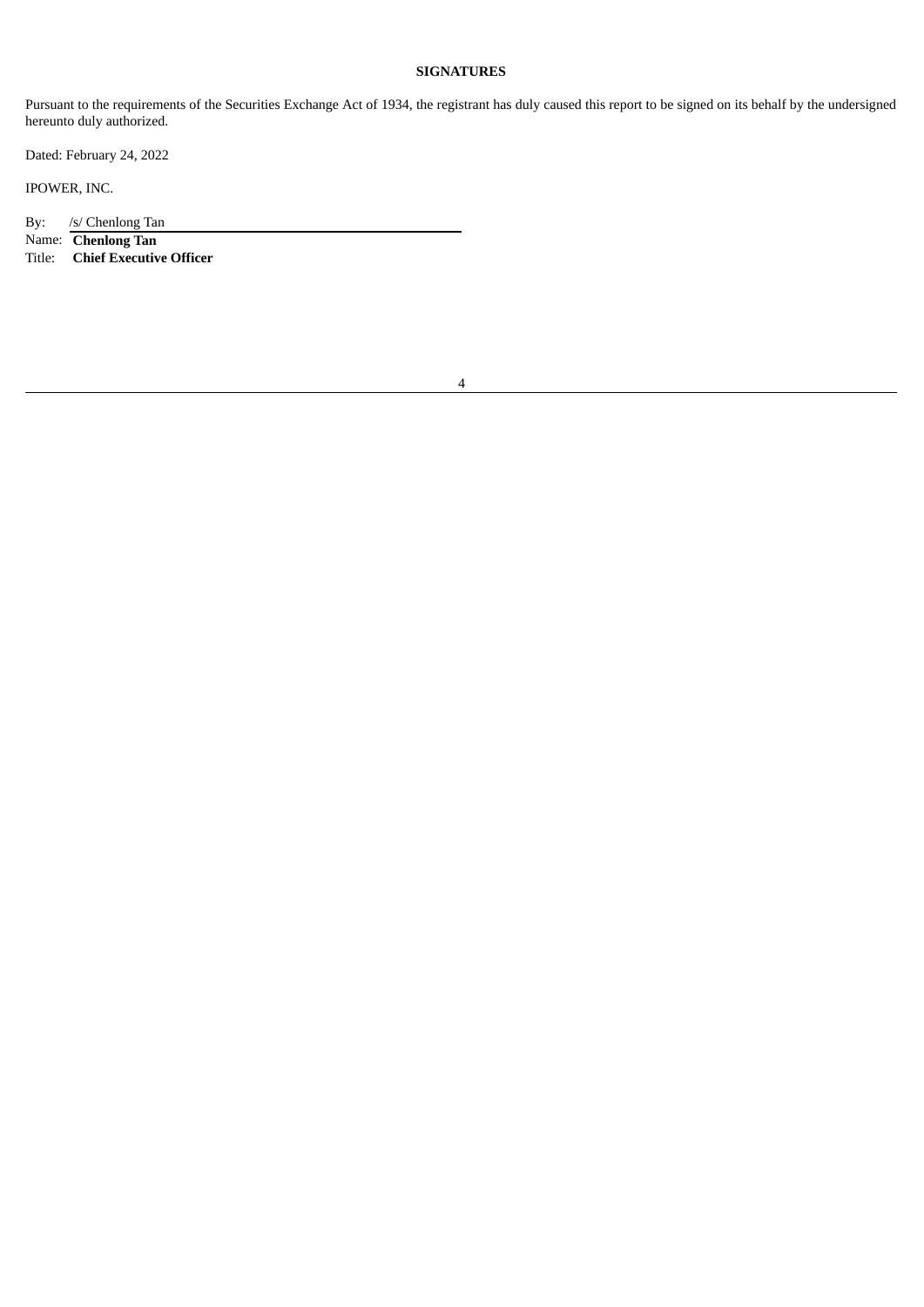**SIGNATURES**

Pursuant to the requirements of the Securities Exchange Act of 1934, the registrant has duly caused this report to be signed on its behalf by the undersigned hereunto duly authorized.

Dated: February 24, 2022

IPOWER, INC.

By: /s/ Chenlong Tan

Name: **Chenlong Tan**

Title: **Chief Executive Officer**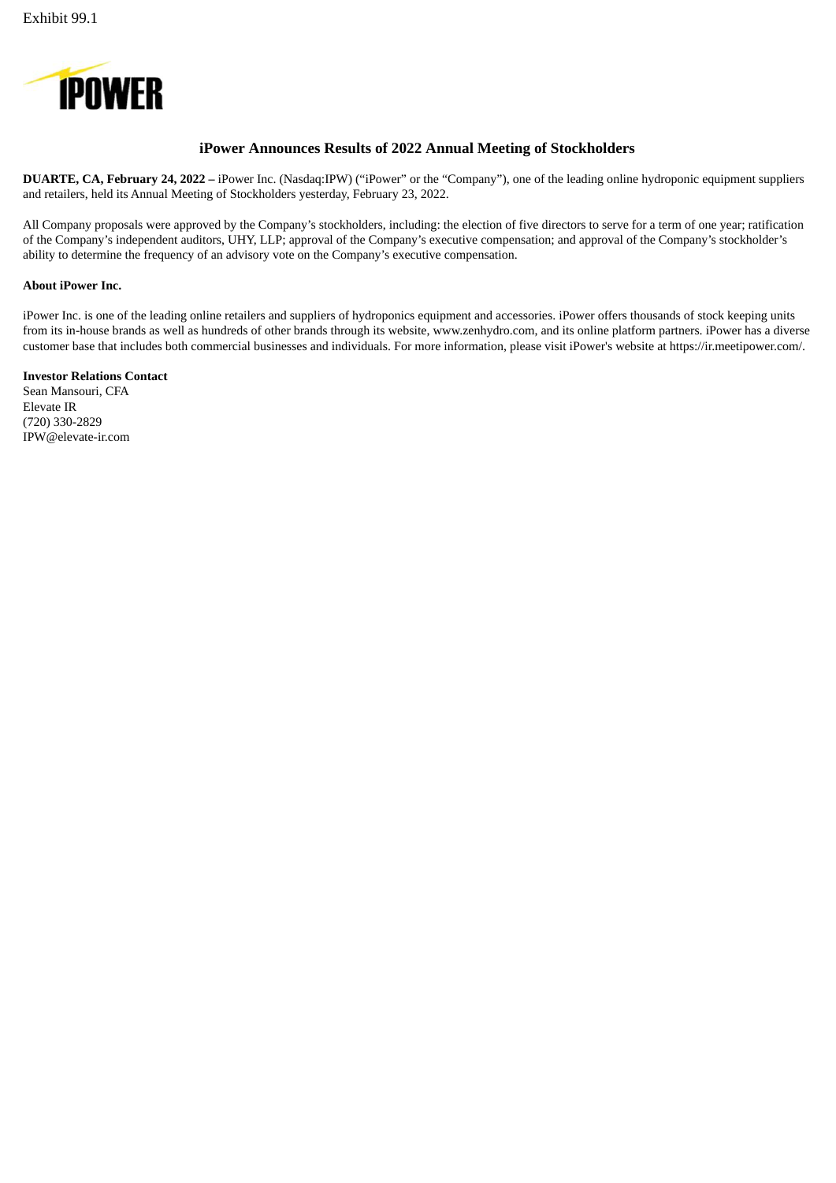Exhibit 99.1

IPOWER

## iPower Announces Results of 2022 Annual Meeting of Stockholders

**DUARTE, CA, February 24, 2022 –** iPower Inc. (Nasdaq:IPW) ("iPower" or the "Company"), one of the leading online hydroponic equipment suppliers and retailers, held its Annual Meeting of Stockholders yesterday, February 23, 2022.

All Company proposals were approved by the Company's stockholders, including: the election of five directors to serve for a term of one year; ratification of the Company's independent auditors, UHY, LLP; approval of the Company's executive compensation; and approval of the Company's stockholder's ability to determine the frequency of an advisory vote on the Company's executive compensation.

**About iPower Inc.**

iPower Inc. is one of the leading online retailers and suppliers of hydroponics equipment and accessories. iPower offers thousands of stock keeping units from its in-house brands as well as hundreds of other brands through its website, www.zenhydro.com, and its online platform partners. iPower has a diverse customer base that includes both commercial businesses and individuals. For more information, please visit iPower's website at https://ir.meetipower.com/.

**Investor Relations Contact**
Sean Mansouri, CFA
Elevate IR
(720) 330-2829
IPW@elevate-ir.com